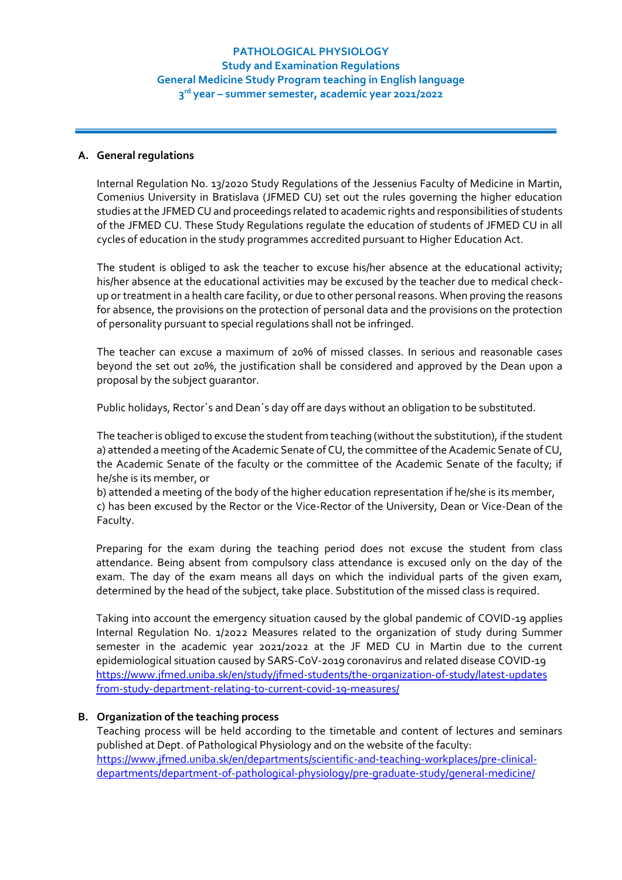# PATHOLOGICAL PHYSIOLOGY
## Study and Examination Regulations
## General Medicine Study Program teaching in English language
## 3rd year – summer semester, academic year 2021/2022

---

### A. General regulations

Internal Regulation No. 13/2020 Study Regulations of the Jessenius Faculty of Medicine in Martin, Comenius University in Bratislava (JFMED CU) set out the rules governing the higher education studies at the JFMED CU and proceedings related to academic rights and responsibilities of students of the JFMED CU. These Study Regulations regulate the education of students of JFMED CU in all cycles of education in the study programmes accredited pursuant to Higher Education Act.

The student is obliged to ask the teacher to excuse his/her absence at the educational activity; his/her absence at the educational activities may be excused by the teacher due to medical check-up or treatment in a health care facility, or due to other personal reasons. When proving the reasons for absence, the provisions on the protection of personal data and the provisions on the protection of personality pursuant to special regulations shall not be infringed.

The teacher can excuse a maximum of 20% of missed classes. In serious and reasonable cases beyond the set out 20%, the justification shall be considered and approved by the Dean upon a proposal by the subject guarantor.

Public holidays, Rector´s and Dean´s day off are days without an obligation to be substituted.

The teacher is obliged to excuse the student from teaching (without the substitution), if the student
a) attended a meeting of the Academic Senate of CU, the committee of the Academic Senate of CU, the Academic Senate of the faculty or the committee of the Academic Senate of the faculty; if he/she is its member, or
b) attended a meeting of the body of the higher education representation if he/she is its member,
c) has been excused by the Rector or the Vice-Rector of the University, Dean or Vice-Dean of the Faculty.

Preparing for the exam during the teaching period does not excuse the student from class attendance. Being absent from compulsory class attendance is excused only on the day of the exam. The day of the exam means all days on which the individual parts of the given exam, determined by the head of the subject, take place. Substitution of the missed class is required.

Taking into account the emergency situation caused by the global pandemic of COVID-19 applies Internal Regulation No. 1/2022 Measures related to the organization of study during Summer semester in the academic year 2021/2022 at the JF MED CU in Martin due to the current epidemiological situation caused by SARS-CoV-2019 coronavirus and related disease COVID-19
https://www.jfmed.uniba.sk/en/study/jfmed-students/the-organization-of-study/latest-updates from-study-department-relating-to-current-covid-19-measures/

### B. Organization of the teaching process

Teaching process will be held according to the timetable and content of lectures and seminars published at Dept. of Pathological Physiology and on the website of the faculty:
https://www.jfmed.uniba.sk/en/departments/scientific-and-teaching-workplaces/pre-clinical-departments/department-of-pathological-physiology/pre-graduate-study/general-medicine/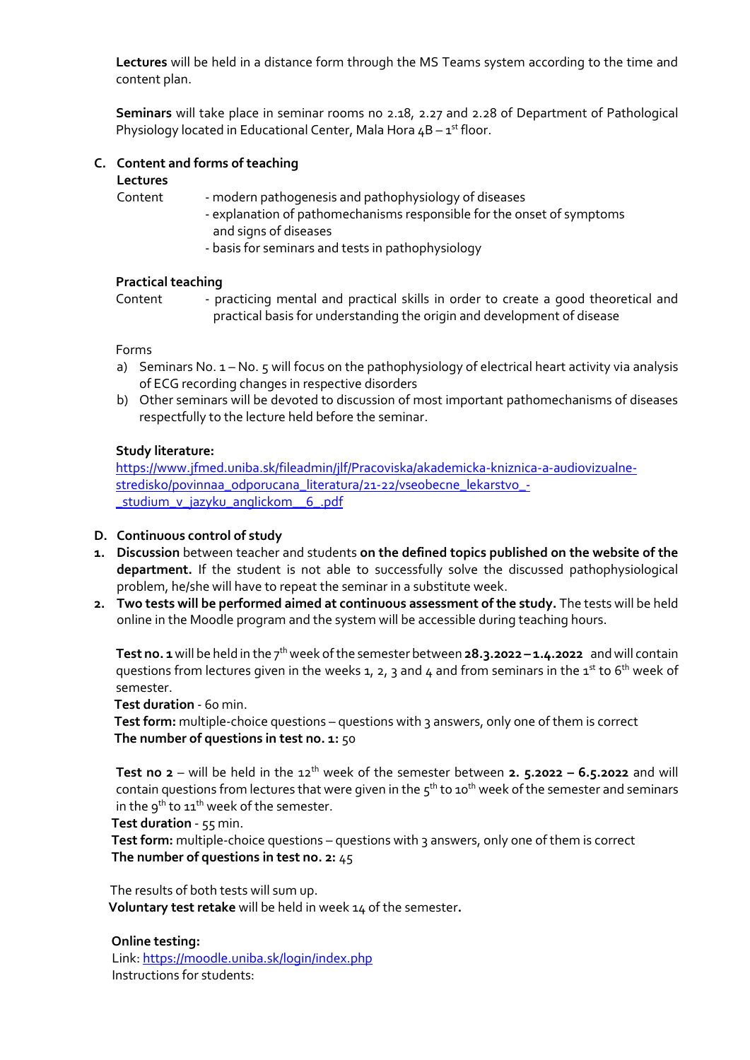**Lectures** will be held in a distance form through the MS Teams system according to the time and content plan.

**Seminars** will take place in seminar rooms no 2.18, 2.27 and 2.28 of Department of Pathological Physiology located in Educational Center, Mala Hora 4B – 1st floor.

## C. Content and forms of teaching

**Lectures**

Content
- modern pathogenesis and pathophysiology of diseases
- explanation of pathomechanisms responsible for the onset of symptoms and signs of diseases
- basis for seminars and tests in pathophysiology

**Practical teaching**

Content
- practicing mental and practical skills in order to create a good theoretical and practical basis for understanding the origin and development of disease

Forms

a) Seminars No. 1 – No. 5 will focus on the pathophysiology of electrical heart activity via analysis of ECG recording changes in respective disorders

b) Other seminars will be devoted to discussion of most important pathomechanisms of diseases respectfully to the lecture held before the seminar.

**Study literature:**

[https://www.jfmed.uniba.sk/fileadmin/jlf/Pracoviska/akademicka-kniznica-a-audiovizualne-stredisko/povinnaa_odporucana_literatura/21-22/vseobecne_lekarstvo_-_studium_v_jazyku_anglickom__6_.pdf](https://www.jfmed.uniba.sk/fileadmin/jlf/Pracoviska/akademicka-kniznica-a-audiovizualne-stredisko/povinnaa_odporucana_literatura/21-22/vseobecne_lekarstvo_-_studium_v_jazyku_anglickom__6_.pdf)

## D. Continuous control of study

1. **Discussion** between teacher and students **on the defined topics published on the website of the department.** If the student is not able to successfully solve the discussed pathophysiological problem, he/she will have to repeat the seminar in a substitute week.
2. **Two tests will be performed aimed at continuous assessment of the study.** The tests will be held online in the Moodle program and the system will be accessible during teaching hours.

**Test no. 1** will be held in the 7th week of the semester between **28.3.2022 – 1.4.2022** and will contain questions from lectures given in the weeks 1, 2, 3 and 4 and from seminars in the 1st to 6th week of semester.

**Test duration** - 60 min.

**Test form:** multiple-choice questions – questions with 3 answers, only one of them is correct

**The number of questions in test no. 1:** 50

**Test no 2** – will be held in the 12th week of the semester between **2. 5.2022 – 6.5.2022** and will contain questions from lectures that were given in the 5th to 10th week of the semester and seminars in the 9th to 11th week of the semester.

**Test duration** - 55 min.

**Test form:** multiple-choice questions – questions with 3 answers, only one of them is correct

**The number of questions in test no. 2:** 45

The results of both tests will sum up.

**Voluntary test retake** will be held in week 14 of the semester**.**

**Online testing:**

Link: [https://moodle.uniba.sk/login/index.php](https://moodle.uniba.sk/login/index.php)

Instructions for students: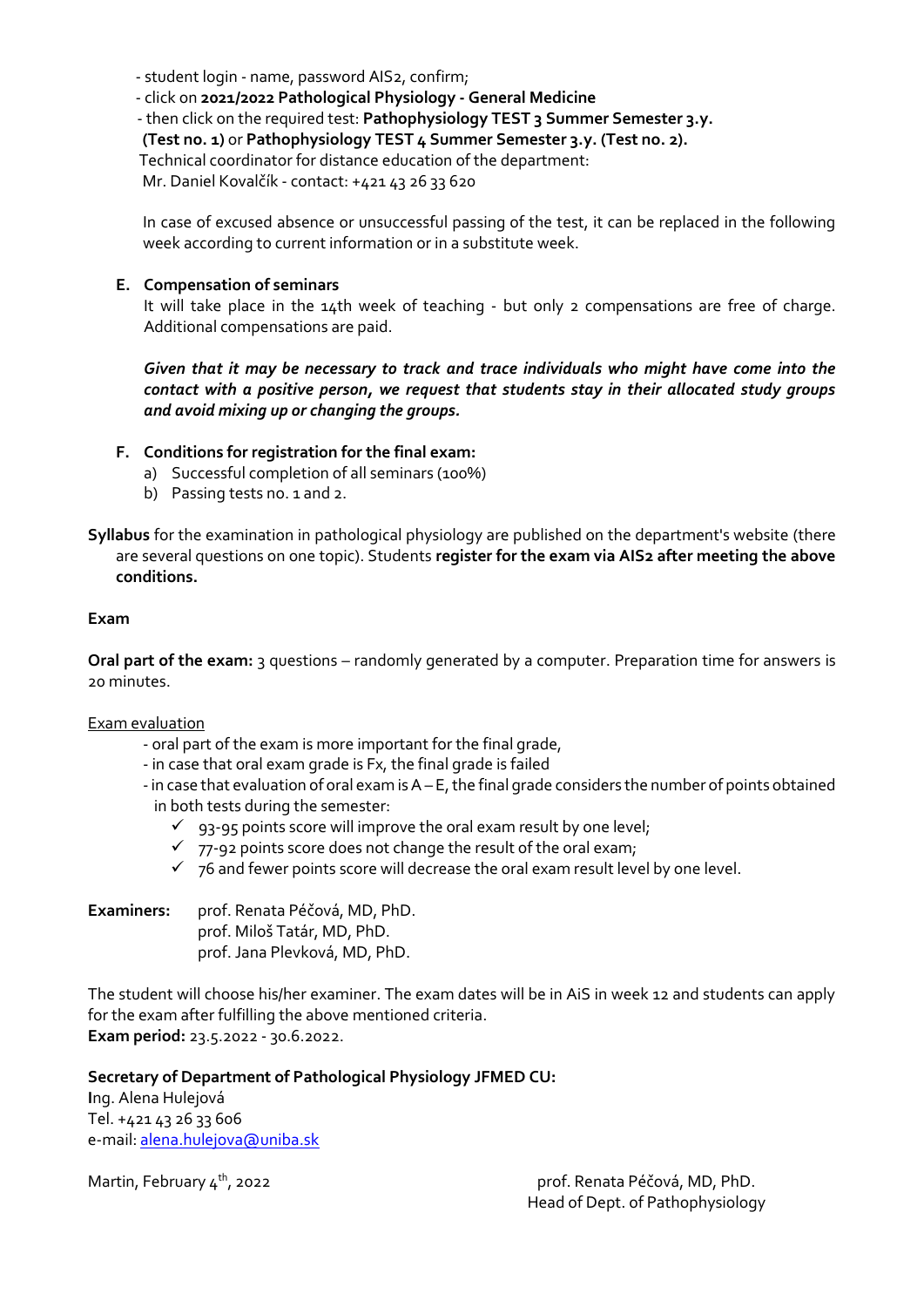- student login - name, password AIS2, confirm;
- click on **2021/2022 Pathological Physiology - General Medicine**
- then click on the required test: **Pathophysiology TEST 3 Summer Semester 3.y. (Test no. 1)** or **Pathophysiology TEST 4 Summer Semester 3.y. (Test no. 2).**

Technical coordinator for distance education of the department:
Mr. Daniel Kovalčík - contact: +421 43 26 33 620

In case of excused absence or unsuccessful passing of the test, it can be replaced in the following week according to current information or in a substitute week.

**E. Compensation of seminars**

It will take place in the 14th week of teaching - but only 2 compensations are free of charge. Additional compensations are paid.

***Given that it may be necessary to track and trace individuals who might have come into the contact with a positive person, we request that students stay in their allocated study groups and avoid mixing up or changing the groups.***

**F. Conditions for registration for the final exam:**

a) Successful completion of all seminars (100%)
b) Passing tests no. 1 and 2.

**Syllabus** for the examination in pathological physiology are published on the department's website (there are several questions on one topic). Students **register for the exam via AIS2 after meeting the above conditions.**

**Exam**

**Oral part of the exam:** 3 questions – randomly generated by a computer. Preparation time for answers is 20 minutes.

Exam evaluation

- oral part of the exam is more important for the final grade,
- in case that oral exam grade is Fx, the final grade is failed
- in case that evaluation of oral exam is A – E, the final grade considers the number of points obtained in both tests during the semester:
  - ✓ 93-95 points score will improve the oral exam result by one level;
  - ✓ 77-92 points score does not change the result of the oral exam;
  - ✓ 76 and fewer points score will decrease the oral exam result level by one level.

**Examiners:** prof. Renata Péčová, MD, PhD.
prof. Miloš Tatár, MD, PhD.
prof. Jana Plevková, MD, PhD.

The student will choose his/her examiner. The exam dates will be in AiS in week 12 and students can apply for the exam after fulfilling the above mentioned criteria.
**Exam period:** 23.5.2022 - 30.6.2022.

**Secretary of Department of Pathological Physiology JFMED CU:**
Ing. Alena Hulejová
Tel. +421 43 26 33 606
e-mail: alena.hulejova@uniba.sk

Martin, February 4th, 2022

prof. Renata Péčová, MD, PhD.
Head of Dept. of Pathophysiology